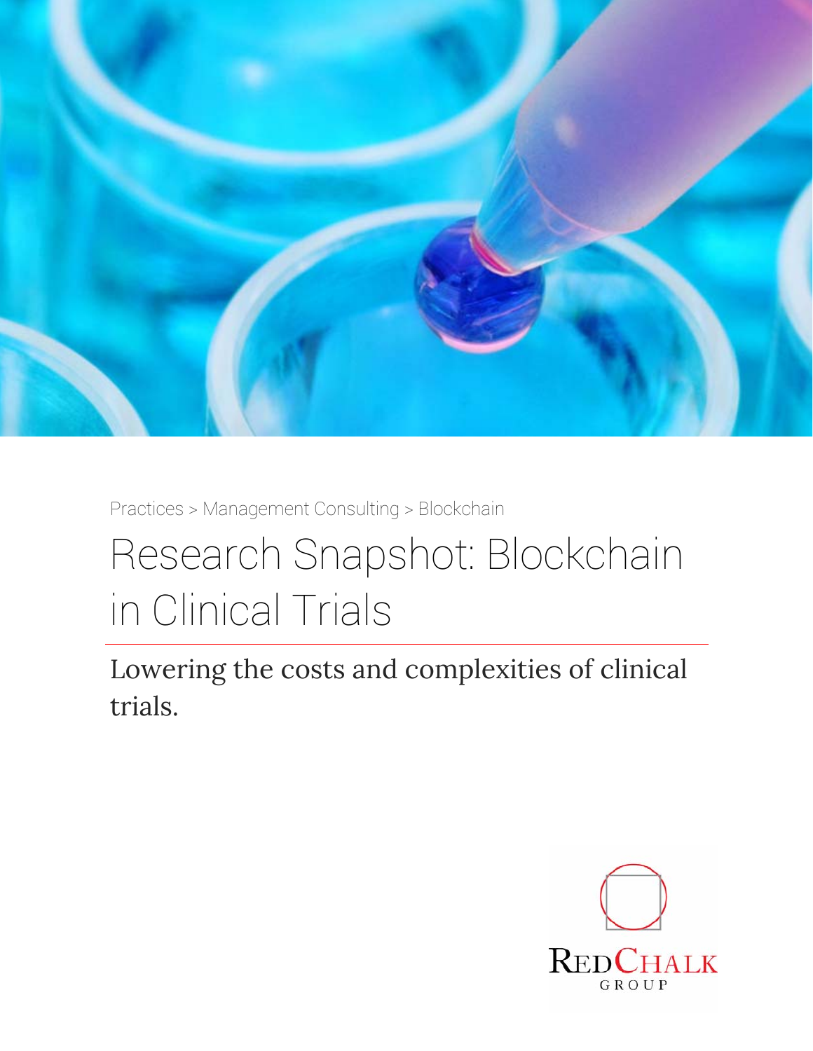Practices > Management Consulting > Blockchain

# Research Snapshot: Blockchain in Clinical Trials

## Lowering the costs and complexities of clinical trials.

RedChalk Group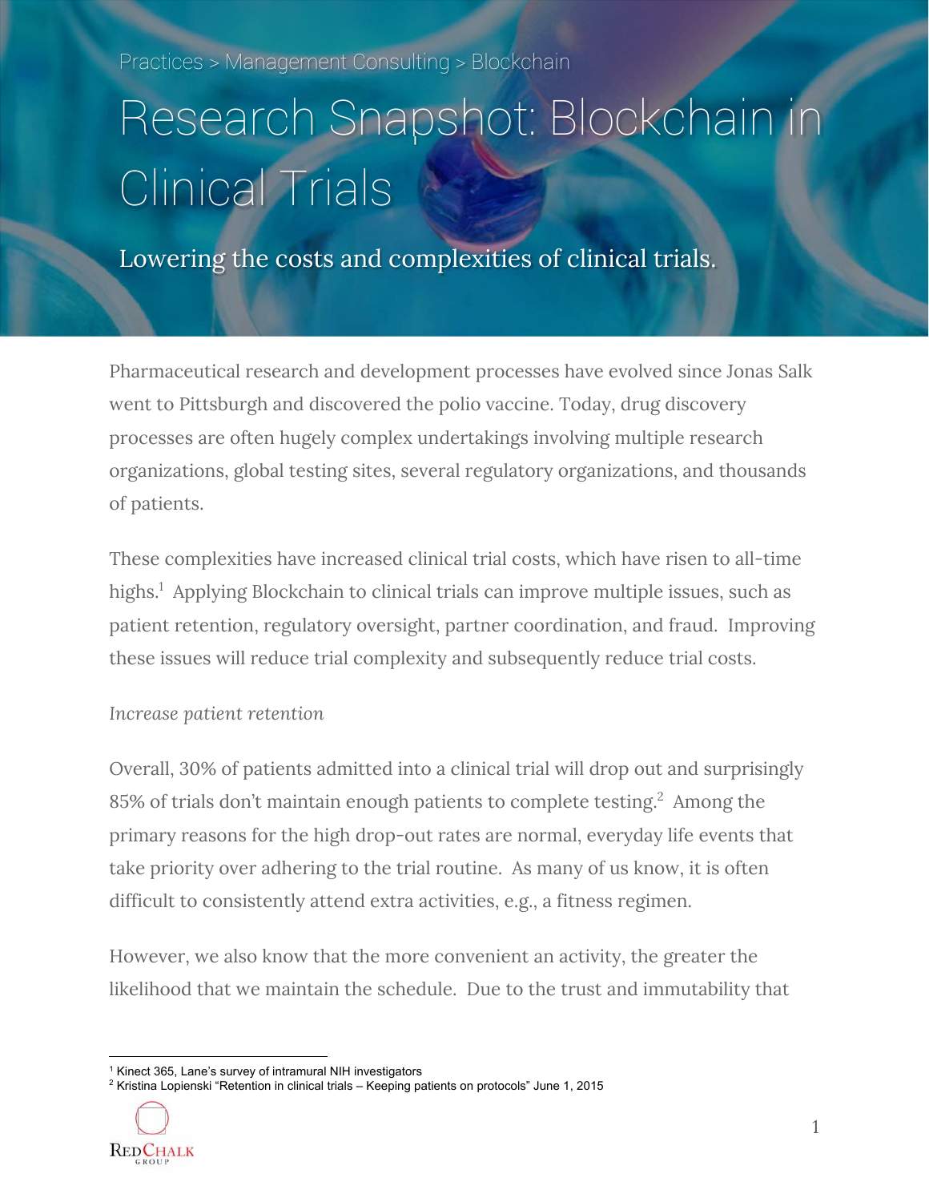Practices > Management Consulting > Blockchain

# Research Snapshot: Blockchain in Clinical Trials

## Lowering the costs and complexities of clinical trials.

Pharmaceutical research and development processes have evolved since Jonas Salk went to Pittsburgh and discovered the polio vaccine. Today, drug discovery processes are often hugely complex undertakings involving multiple research organizations, global testing sites, several regulatory organizations, and thousands of patients.

These complexities have increased clinical trial costs, which have risen to all-time highs.[1] Applying Blockchain to clinical trials can improve multiple issues, such as patient retention, regulatory oversight, partner coordination, and fraud. Improving these issues will reduce trial complexity and subsequently reduce trial costs.

*Increase patient retention*

Overall, 30% of patients admitted into a clinical trial will drop out and surprisingly 85% of trials don't maintain enough patients to complete testing.[2] Among the primary reasons for the high drop-out rates are normal, everyday life events that take priority over adhering to the trial routine. As many of us know, it is often difficult to consistently attend extra activities, e.g., a fitness regimen.

However, we also know that the more convenient an activity, the greater the likelihood that we maintain the schedule. Due to the trust and immutability that

[1] Kinect 365, Lane's survey of intramural NIH investigators

[2] Kristina Lopienski "Retention in clinical trials – Keeping patients on protocols" June 1, 2015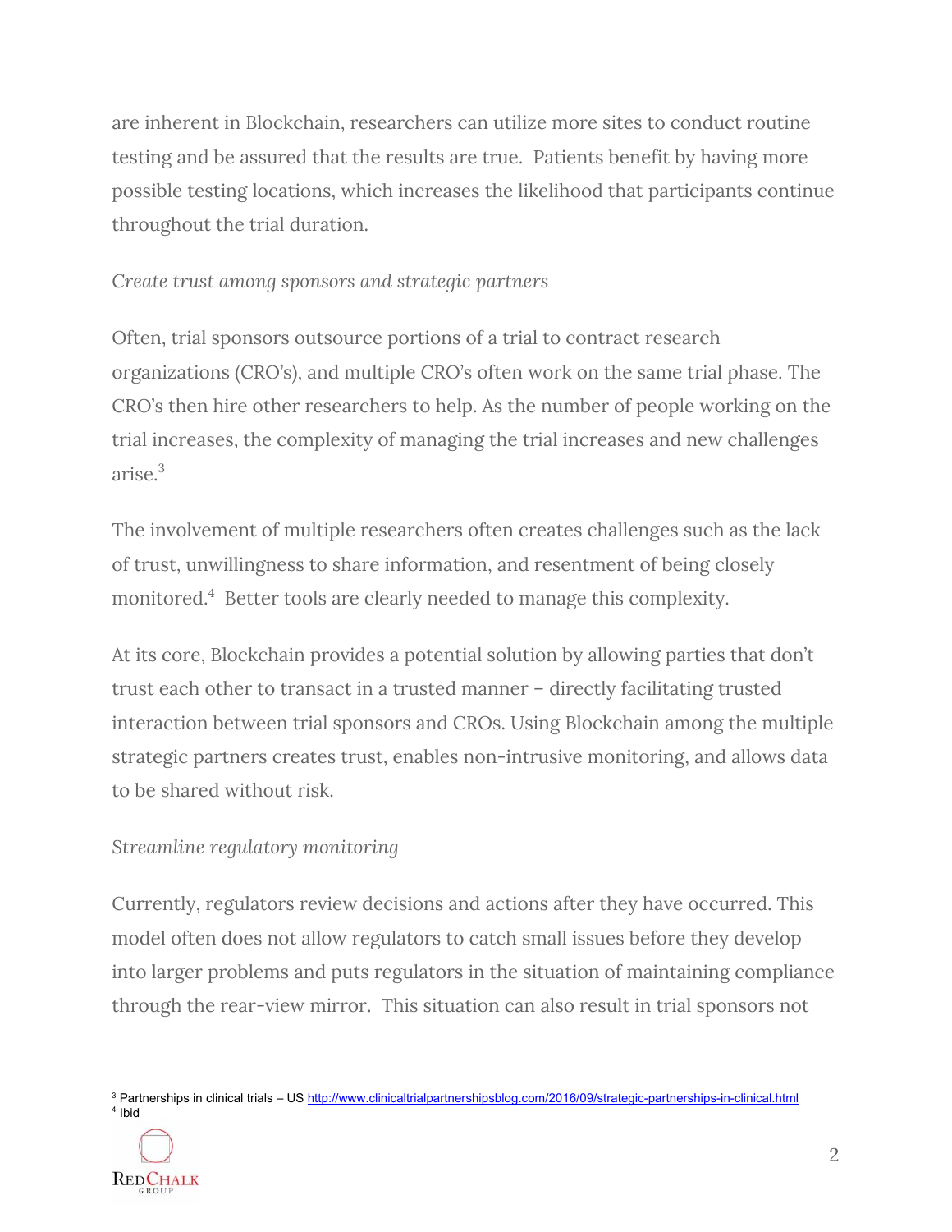are inherent in Blockchain, researchers can utilize more sites to conduct routine testing and be assured that the results are true. Patients benefit by having more possible testing locations, which increases the likelihood that participants continue throughout the trial duration.

*Create trust among sponsors and strategic partners*

Often, trial sponsors outsource portions of a trial to contract research organizations (CRO's), and multiple CRO's often work on the same trial phase. The CRO's then hire other researchers to help. As the number of people working on the trial increases, the complexity of managing the trial increases and new challenges arise.[3]

The involvement of multiple researchers often creates challenges such as the lack of trust, unwillingness to share information, and resentment of being closely monitored.[4] Better tools are clearly needed to manage this complexity.

At its core, Blockchain provides a potential solution by allowing parties that don't trust each other to transact in a trusted manner – directly facilitating trusted interaction between trial sponsors and CROs. Using Blockchain among the multiple strategic partners creates trust, enables non-intrusive monitoring, and allows data to be shared without risk.

*Streamline regulatory monitoring*

Currently, regulators review decisions and actions after they have occurred. This model often does not allow regulators to catch small issues before they develop into larger problems and puts regulators in the situation of maintaining compliance through the rear-view mirror. This situation can also result in trial sponsors not

---

[3] Partnerships in clinical trials – US http://www.clinicaltrialpartnershipsblog.com/2016/09/strategic-partnerships-in-clinical.html

[4] Ibid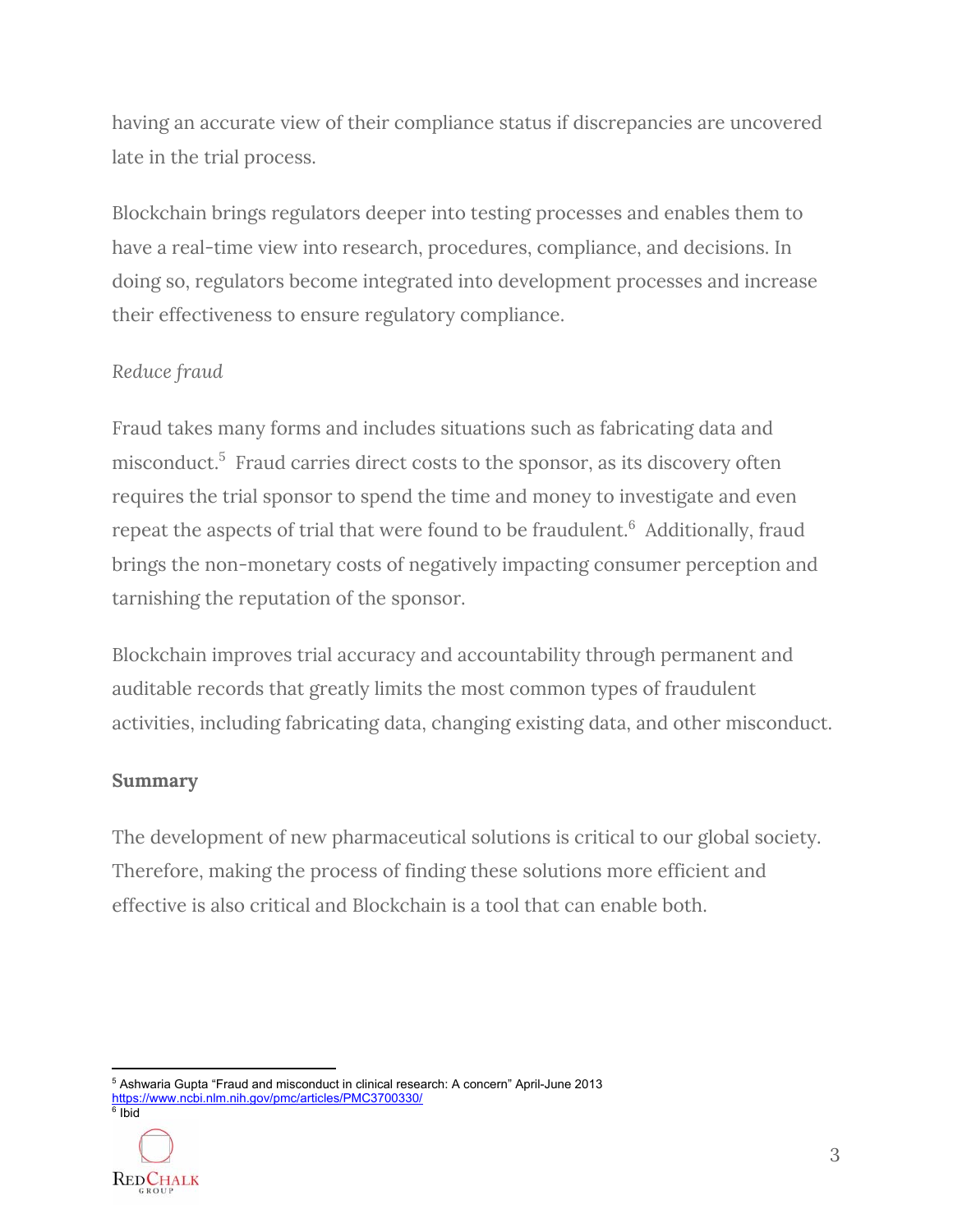having an accurate view of their compliance status if discrepancies are uncovered late in the trial process.

Blockchain brings regulators deeper into testing processes and enables them to have a real-time view into research, procedures, compliance, and decisions. In doing so, regulators become integrated into development processes and increase their effectiveness to ensure regulatory compliance.

*Reduce fraud*

Fraud takes many forms and includes situations such as fabricating data and misconduct.[5] Fraud carries direct costs to the sponsor, as its discovery often requires the trial sponsor to spend the time and money to investigate and even repeat the aspects of trial that were found to be fraudulent.[6] Additionally, fraud brings the non-monetary costs of negatively impacting consumer perception and tarnishing the reputation of the sponsor.

Blockchain improves trial accuracy and accountability through permanent and auditable records that greatly limits the most common types of fraudulent activities, including fabricating data, changing existing data, and other misconduct.

**Summary**

The development of new pharmaceutical solutions is critical to our global society. Therefore, making the process of finding these solutions more efficient and effective is also critical and Blockchain is a tool that can enable both.

---

[5] Ashwaria Gupta "Fraud and misconduct in clinical research: A concern" April-June 2013 https://www.ncbi.nlm.nih.gov/pmc/articles/PMC3700330/

[6] Ibid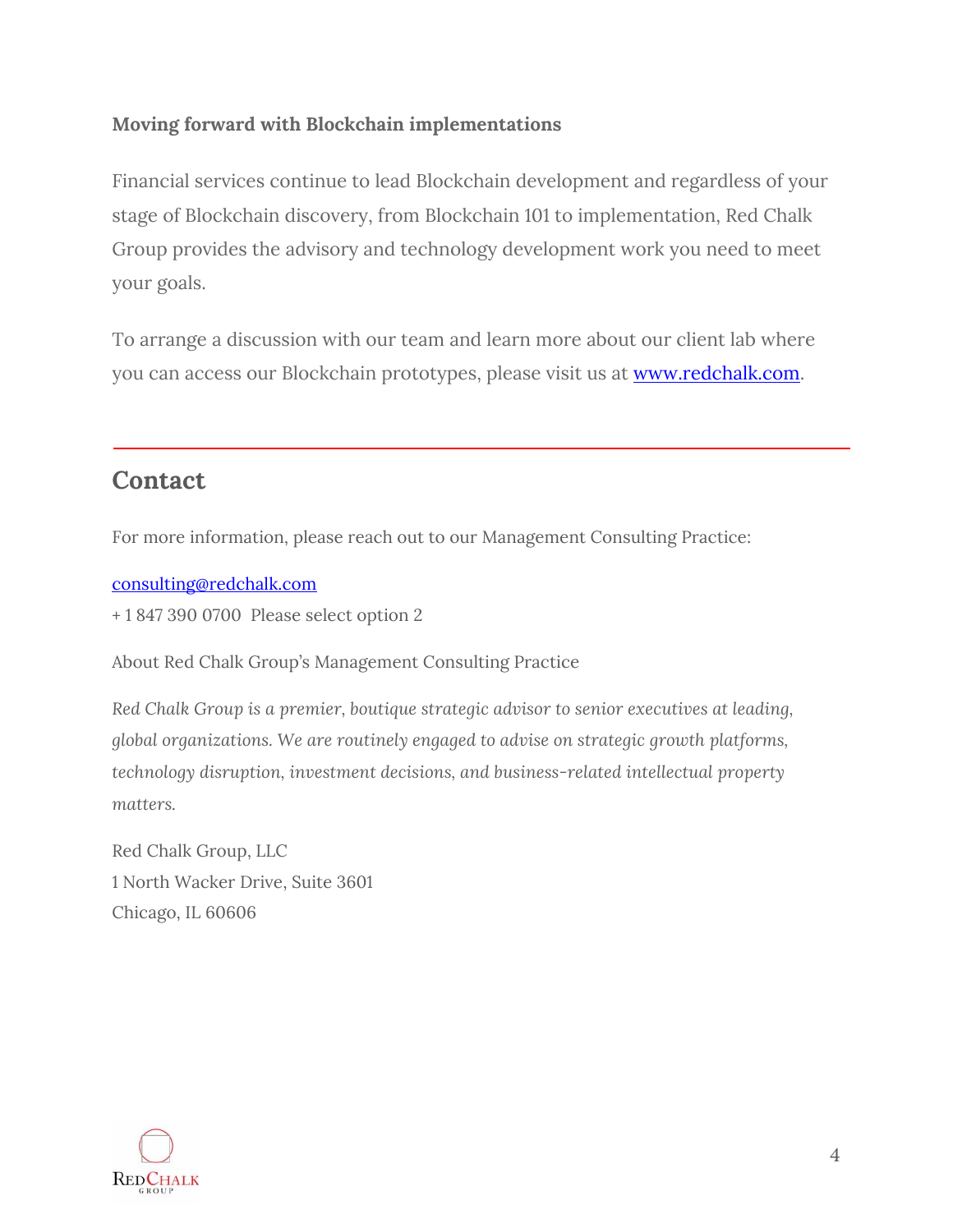**Moving forward with Blockchain implementations**

Financial services continue to lead Blockchain development and regardless of your stage of Blockchain discovery, from Blockchain 101 to implementation, Red Chalk Group provides the advisory and technology development work you need to meet your goals.

To arrange a discussion with our team and learn more about our client lab where you can access our Blockchain prototypes, please visit us at www.redchalk.com.

## Contact

For more information, please reach out to our Management Consulting Practice:

consulting@redchalk.com
+ 1 847 390 0700 Please select option 2

About Red Chalk Group's Management Consulting Practice

*Red Chalk Group is a premier, boutique strategic advisor to senior executives at leading, global organizations. We are routinely engaged to advise on strategic growth platforms, technology disruption, investment decisions, and business-related intellectual property matters.*

Red Chalk Group, LLC
1 North Wacker Drive, Suite 3601
Chicago, IL 60606